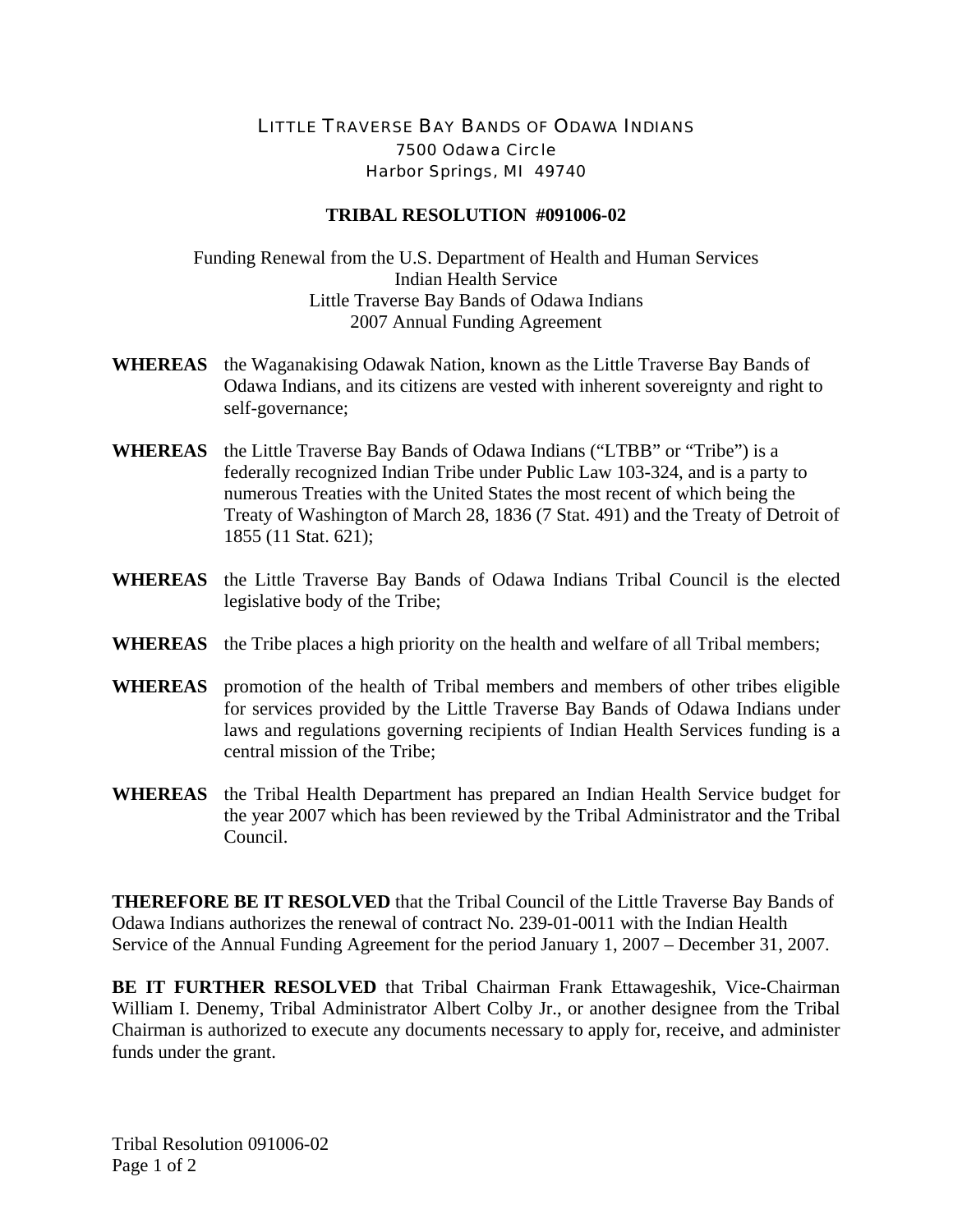LITTLE TRAVERSE BAY BANDS OF ODAWA INDIANS
7500 Odawa Circle
Harbor Springs, MI 49740

# TRIBAL RESOLUTION #091006-02

Funding Renewal from the U.S. Department of Health and Human Services
Indian Health Service
Little Traverse Bay Bands of Odawa Indians
2007 Annual Funding Agreement

**WHEREAS** the Waganakising Odawak Nation, known as the Little Traverse Bay Bands of Odawa Indians, and its citizens are vested with inherent sovereignty and right to self-governance;

**WHEREAS** the Little Traverse Bay Bands of Odawa Indians ("LTBB" or "Tribe") is a federally recognized Indian Tribe under Public Law 103-324, and is a party to numerous Treaties with the United States the most recent of which being the Treaty of Washington of March 28, 1836 (7 Stat. 491) and the Treaty of Detroit of 1855 (11 Stat. 621);

**WHEREAS** the Little Traverse Bay Bands of Odawa Indians Tribal Council is the elected legislative body of the Tribe;

**WHEREAS** the Tribe places a high priority on the health and welfare of all Tribal members;

**WHEREAS** promotion of the health of Tribal members and members of other tribes eligible for services provided by the Little Traverse Bay Bands of Odawa Indians under laws and regulations governing recipients of Indian Health Services funding is a central mission of the Tribe;

**WHEREAS** the Tribal Health Department has prepared an Indian Health Service budget for the year 2007 which has been reviewed by the Tribal Administrator and the Tribal Council.

**THEREFORE BE IT RESOLVED** that the Tribal Council of the Little Traverse Bay Bands of Odawa Indians authorizes the renewal of contract No. 239-01-0011 with the Indian Health Service of the Annual Funding Agreement for the period January 1, 2007 – December 31, 2007.

**BE IT FURTHER RESOLVED** that Tribal Chairman Frank Ettawageshik, Vice-Chairman William I. Denemy, Tribal Administrator Albert Colby Jr., or another designee from the Tribal Chairman is authorized to execute any documents necessary to apply for, receive, and administer funds under the grant.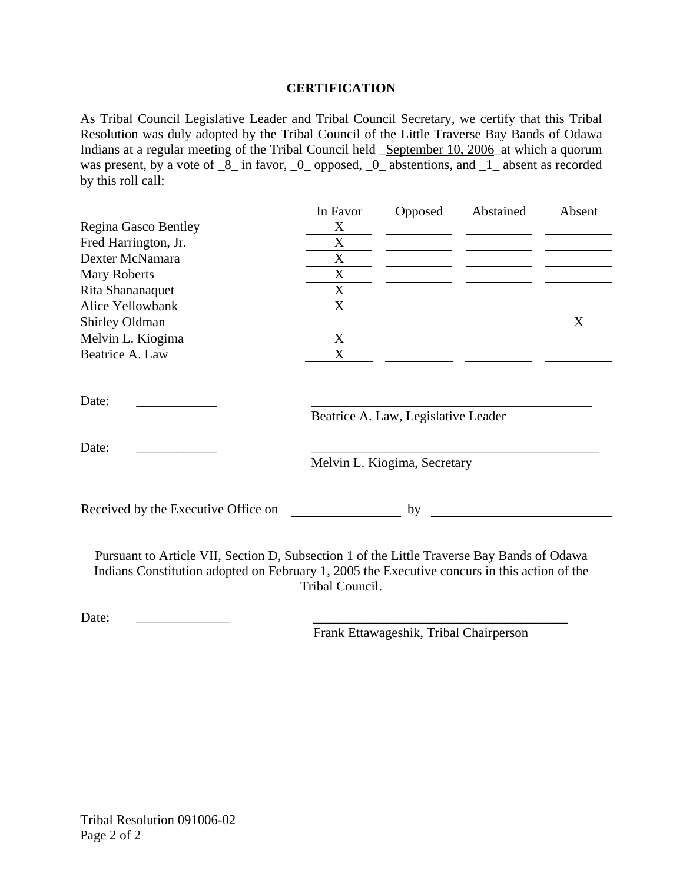## CERTIFICATION

As Tribal Council Legislative Leader and Tribal Council Secretary, we certify that this Tribal Resolution was duly adopted by the Tribal Council of the Little Traverse Bay Bands of Odawa Indians at a regular meeting of the Tribal Council held _September 10, 2006_ at which a quorum was present, by a vote of _8_ in favor, _0_ opposed, _0_ abstentions, and _1_ absent as recorded by this roll call:

| | In Favor | Opposed | Abstained | Absent |
|---|---|---|---|---|
| Regina Gasco Bentley | X | | | |
| Fred Harrington, Jr. | X | | | |
| Dexter McNamara | X | | | |
| Mary Roberts | X | | | |
| Rita Shananaquet | X | | | |
| Alice Yellowbank | X | | | |
| Shirley Oldman | | | | X |
| Melvin L. Kiogima | X | | | |
| Beatrice A. Law | X | | | |

Date: ____________ ___________________________________________
Beatrice A. Law, Legislative Leader

Date: ____________ ___________________________________________
Melvin L. Kiogima, Secretary

Received by the Executive Office on ________________ by ___________________________

Pursuant to Article VII, Section D, Subsection 1 of the Little Traverse Bay Bands of Odawa Indians Constitution adopted on February 1, 2005 the Executive concurs in this action of the Tribal Council.

Date: ______________ ___________________________________________
Frank Ettawageshik, Tribal Chairperson

Tribal Resolution 091006-02